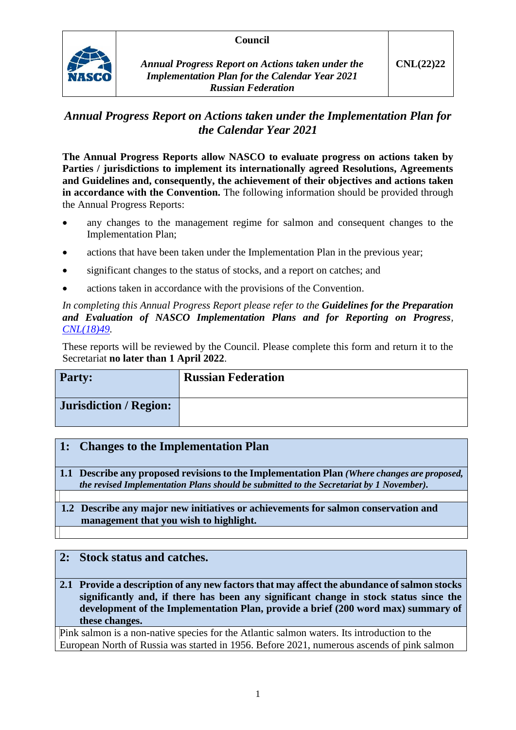| | Council | |
|---|---|---|
| NASCO | *Annual Progress Report on Actions taken under the Implementation Plan for the Calendar Year 2021 Russian Federation* | **CNL(22)22** |

## *Annual Progress Report on Actions taken under the Implementation Plan for the Calendar Year 2021*

**The Annual Progress Reports allow NASCO to evaluate progress on actions taken by Parties / jurisdictions to implement its internationally agreed Resolutions, Agreements and Guidelines and, consequently, the achievement of their objectives and actions taken in accordance with the Convention.** The following information should be provided through the Annual Progress Reports:

- any changes to the management regime for salmon and consequent changes to the Implementation Plan;
- actions that have been taken under the Implementation Plan in the previous year;
- significant changes to the status of stocks, and a report on catches; and
- actions taken in accordance with the provisions of the Convention.

*In completing this Annual Progress Report please refer to the* ***Guidelines for the Preparation and Evaluation of NASCO Implementation Plans and for Reporting on Progress****,* *CNL(18)49.*

These reports will be reviewed by the Council. Please complete this form and return it to the Secretariat **no later than 1 April 2022**.

| | |
|---|---|
| **Party:** | **Russian Federation** |
| **Jurisdiction / Region:** | |

| **1: Changes to the Implementation Plan** |
|---|
| **1.1 Describe any proposed revisions to the Implementation Plan** ***(Where changes are proposed, the revised Implementation Plans should be submitted to the Secretariat by 1 November).*** |
| |
| **1.2 Describe any major new initiatives or achievements for salmon conservation and management that you wish to highlight.** |
| |

| **2: Stock status and catches.** |
|---|
| **2.1 Provide a description of any new factors that may affect the abundance of salmon stocks significantly and, if there has been any significant change in stock status since the development of the Implementation Plan, provide a brief (200 word max) summary of these changes.** |
| Pink salmon is a non-native species for the Atlantic salmon waters. Its introduction to the European North of Russia was started in 1956. Before 2021, numerous ascends of pink salmon |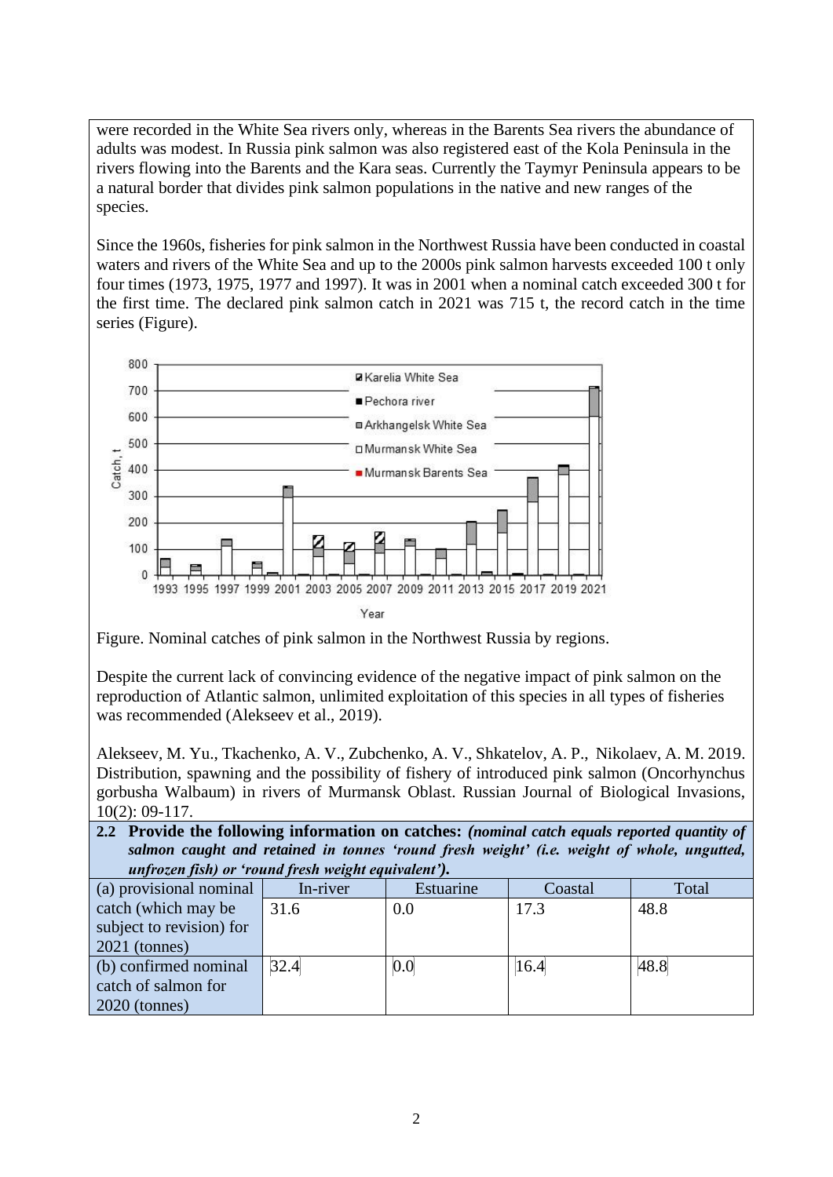were recorded in the White Sea rivers only, whereas in the Barents Sea rivers the abundance of adults was modest. In Russia pink salmon was also registered east of the Kola Peninsula in the rivers flowing into the Barents and the Kara seas. Currently the Taymyr Peninsula appears to be a natural border that divides pink salmon populations in the native and new ranges of the species.

Since the 1960s, fisheries for pink salmon in the Northwest Russia have been conducted in coastal waters and rivers of the White Sea and up to the 2000s pink salmon harvests exceeded 100 t only four times (1973, 1975, 1977 and 1997). It was in 2001 when a nominal catch exceeded 300 t for the first time. The declared pink salmon catch in 2021 was 715 t, the record catch in the time series (Figure).

Figure. Nominal catches of pink salmon in the Northwest Russia by regions.

Despite the current lack of convincing evidence of the negative impact of pink salmon on the reproduction of Atlantic salmon, unlimited exploitation of this species in all types of fisheries was recommended (Alekseev et al., 2019).

Alekseev, M. Yu., Tkachenko, A. V., Zubchenko, A. V., Shkatelov, A. P., Nikolaev, A. M. 2019. Distribution, spawning and the possibility of fishery of introduced pink salmon (Oncorhynchus gorbusha Walbaum) in rivers of Murmansk Oblast. Russian Journal of Biological Invasions, 10(2): 09-117.

**2.2 Provide the following information on catches:** ***(nominal catch equals reported quantity of salmon caught and retained in tonnes 'round fresh weight' (i.e. weight of whole, ungutted, unfrozen fish) or 'round fresh weight equivalent').***

| | In-river | Estuarine | Coastal | Total |
|---|---|---|---|---|
| (a) provisional nominal catch (which may be subject to revision) for 2021 (tonnes) | 31.6 | 0.0 | 17.3 | 48.8 |
| (b) confirmed nominal catch of salmon for 2020 (tonnes) | 32.4 | 0.0 | 16.4 | 48.8 |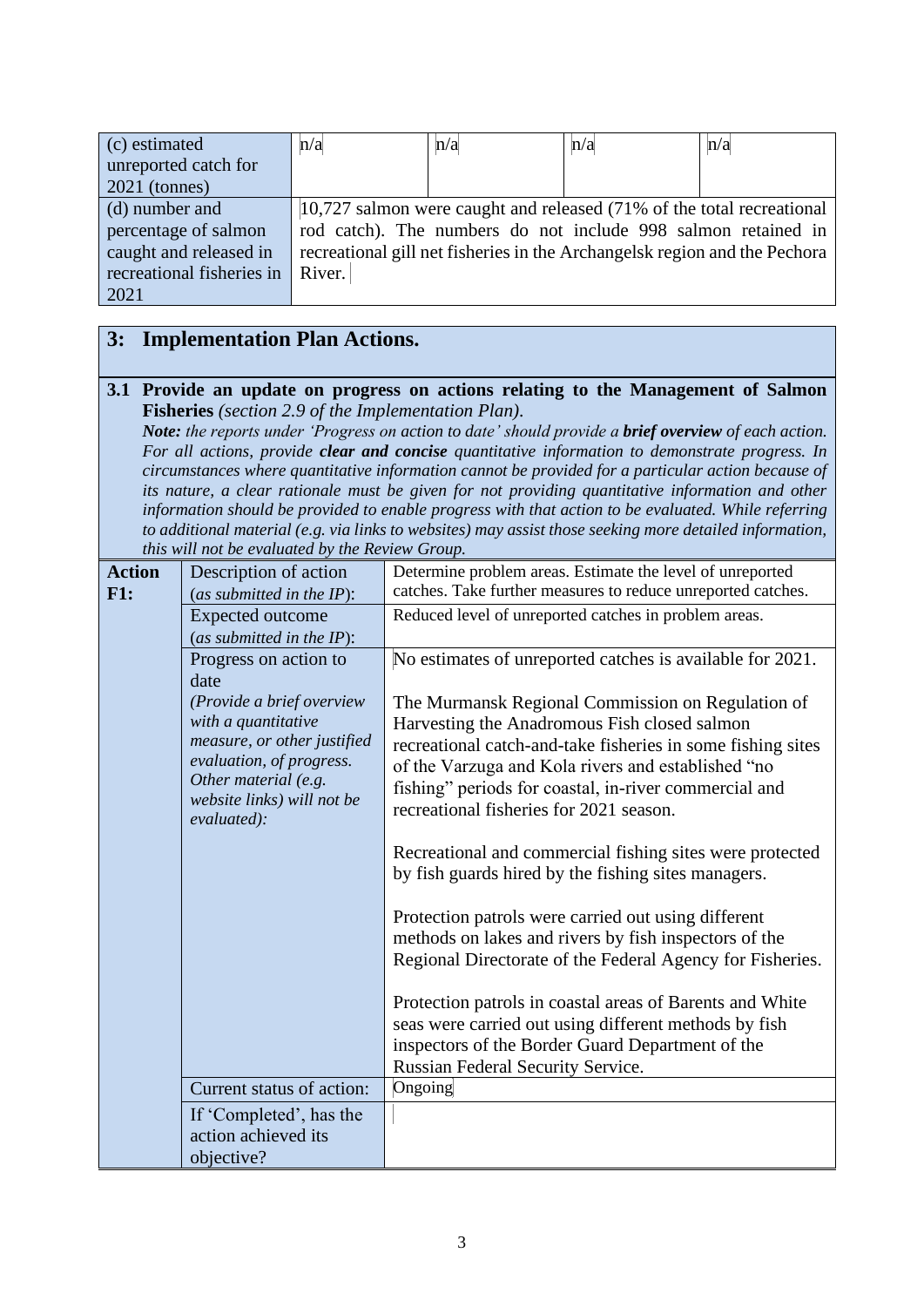| | | | | |
|---|---|---|---|---|
| (c) estimated unreported catch for 2021 (tonnes) | n/a | n/a | n/a | n/a |
| (d) number and percentage of salmon caught and released in recreational fisheries in 2021 | 10,727 salmon were caught and released (71% of the total recreational rod catch). The numbers do not include 998 salmon retained in recreational gill net fisheries in the Archangelsk region and the Pechora River. | | | |

## 3: Implementation Plan Actions.

**3.1 Provide an update on progress on actions relating to the Management of Salmon Fisheries** *(section 2.9 of the Implementation Plan).*

***Note:** the reports under 'Progress on action to date' should provide a **brief overview** of each action. For all actions, provide **clear and concise** quantitative information to demonstrate progress. In circumstances where quantitative information cannot be provided for a particular action because of its nature, a clear rationale must be given for not providing quantitative information and other information should be provided to enable progress with that action to be evaluated. While referring to additional material (e.g. via links to websites) may assist those seeking more detailed information, this will not be evaluated by the Review Group.*

| | | |
|---|---|---|
| **Action F1:** | Description of action (*as submitted in the IP*): | Determine problem areas. Estimate the level of unreported catches. Take further measures to reduce unreported catches. |
| | Expected outcome (*as submitted in the IP*): | Reduced level of unreported catches in problem areas. |
| | Progress on action to date *(Provide a brief overview with a quantitative measure, or other justified evaluation, of progress. Other material (e.g. website links) will not be evaluated):* | No estimates of unreported catches is available for 2021.<br><br>The Murmansk Regional Commission on Regulation of Harvesting the Anadromous Fish closed salmon recreational catch-and-take fisheries in some fishing sites of the Varzuga and Kola rivers and established "no fishing" periods for coastal, in-river commercial and recreational fisheries for 2021 season.<br><br>Recreational and commercial fishing sites were protected by fish guards hired by the fishing sites managers.<br><br>Protection patrols were carried out using different methods on lakes and rivers by fish inspectors of the Regional Directorate of the Federal Agency for Fisheries.<br><br>Protection patrols in coastal areas of Barents and White seas were carried out using different methods by fish inspectors of the Border Guard Department of the Russian Federal Security Service. |
| | Current status of action: | Ongoing |
| | If 'Completed', has the action achieved its objective? | |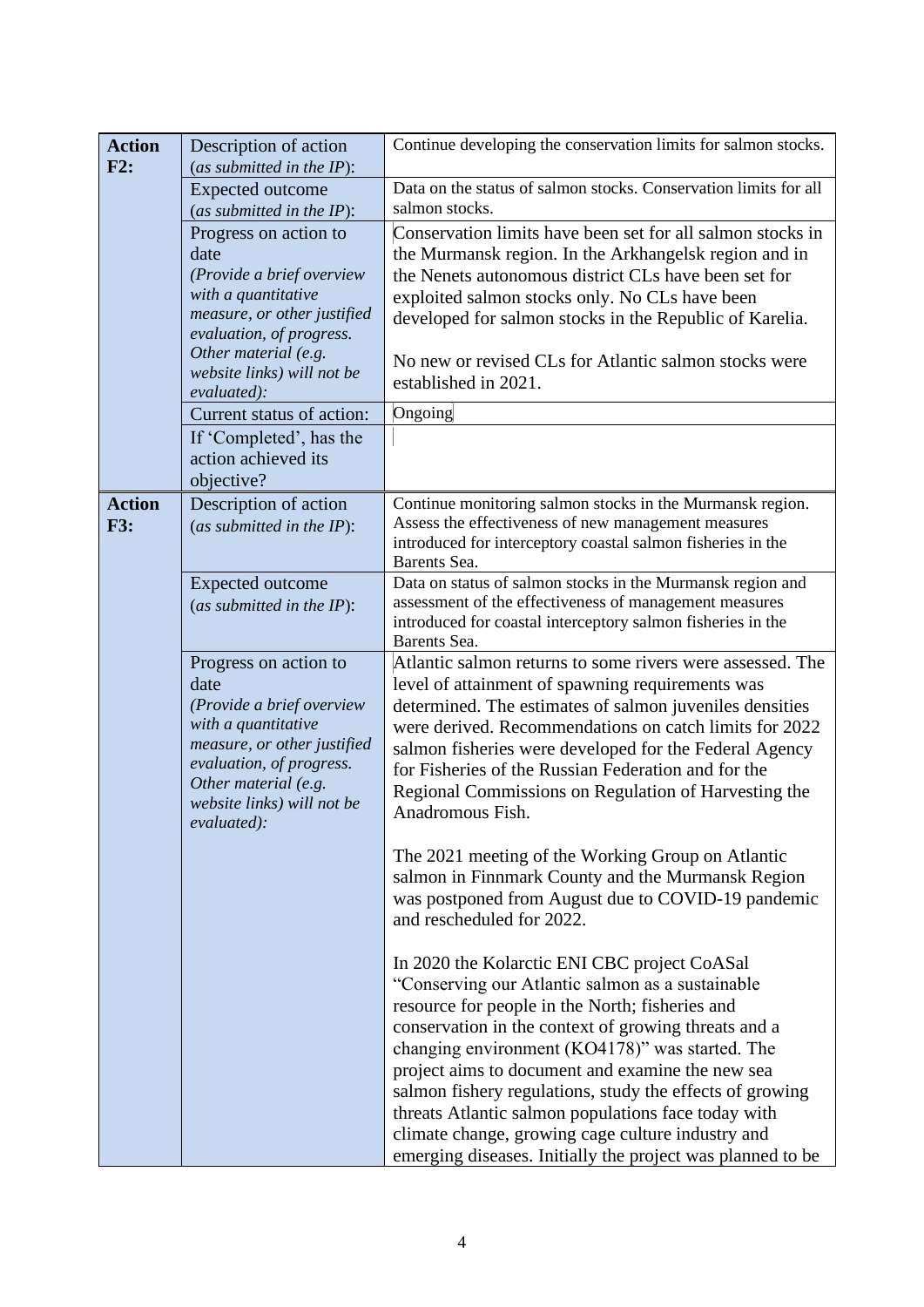| | | |
|---|---|---|
| **Action F2:** | Description of action (*as submitted in the IP*): | Continue developing the conservation limits for salmon stocks. |
| | Expected outcome (*as submitted in the IP*): | Data on the status of salmon stocks. Conservation limits for all salmon stocks. |
| | Progress on action to date (*Provide a brief overview with a quantitative measure, or other justified evaluation, of progress. Other material (e.g. website links) will not be evaluated):* | Conservation limits have been set for all salmon stocks in the Murmansk region. In the Arkhangelsk region and in the Nenets autonomous district CLs have been set for exploited salmon stocks only. No CLs have been developed for salmon stocks in the Republic of Karelia.<br><br>No new or revised CLs for Atlantic salmon stocks were established in 2021. |
| | Current status of action: | Ongoing |
| | If 'Completed', has the action achieved its objective? | |
| **Action F3:** | Description of action (*as submitted in the IP*): | Continue monitoring salmon stocks in the Murmansk region. Assess the effectiveness of new management measures introduced for interceptory coastal salmon fisheries in the Barents Sea. |
| | Expected outcome (*as submitted in the IP*): | Data on status of salmon stocks in the Murmansk region and assessment of the effectiveness of management measures introduced for coastal interceptory salmon fisheries in the Barents Sea. |
| | Progress on action to date (*Provide a brief overview with a quantitative measure, or other justified evaluation, of progress. Other material (e.g. website links) will not be evaluated):* | Atlantic salmon returns to some rivers were assessed. The level of attainment of spawning requirements was determined. The estimates of salmon juveniles densities were derived. Recommendations on catch limits for 2022 salmon fisheries were developed for the Federal Agency for Fisheries of the Russian Federation and for the Regional Commissions on Regulation of Harvesting the Anadromous Fish.<br><br>The 2021 meeting of the Working Group on Atlantic salmon in Finnmark County and the Murmansk Region was postponed from August due to COVID-19 pandemic and rescheduled for 2022.<br><br>In 2020 the Kolarctic ENI CBC project CoASal "Conserving our Atlantic salmon as a sustainable resource for people in the North; fisheries and conservation in the context of growing threats and a changing environment (KO4178)" was started. The project aims to document and examine the new sea salmon fishery regulations, study the effects of growing threats Atlantic salmon populations face today with climate change, growing cage culture industry and emerging diseases. Initially the project was planned to be |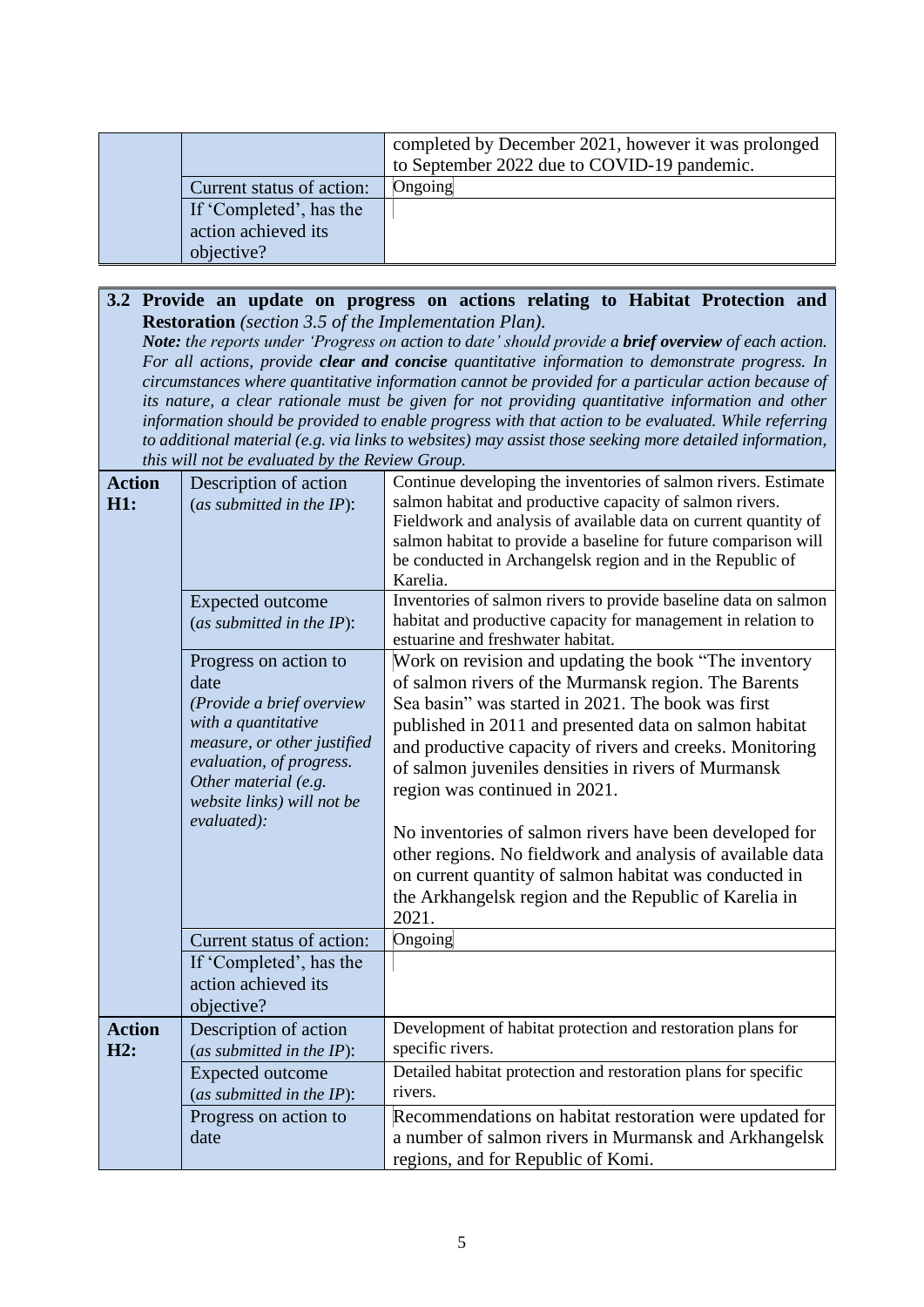| | | |
|---|---|---|
| | | completed by December 2021, however it was prolonged to September 2022 due to COVID-19 pandemic. |
| | Current status of action: | Ongoing |
| | If 'Completed', has the action achieved its objective? | |

**3.2 Provide an update on progress on actions relating to Habitat Protection and Restoration** *(section 3.5 of the Implementation Plan).*
***Note:*** *the reports under 'Progress on action to date' should provide a* ***brief overview*** *of each action. For all actions, provide* ***clear and concise*** *quantitative information to demonstrate progress. In circumstances where quantitative information cannot be provided for a particular action because of its nature, a clear rationale must be given for not providing quantitative information and other information should be provided to enable progress with that action to be evaluated. While referring to additional material (e.g. via links to websites) may assist those seeking more detailed information, this will not be evaluated by the Review Group.*

| | | |
|---|---|---|
| **Action H1:** | Description of action (*as submitted in the IP*): | Continue developing the inventories of salmon rivers. Estimate salmon habitat and productive capacity of salmon rivers. Fieldwork and analysis of available data on current quantity of salmon habitat to provide a baseline for future comparison will be conducted in Archangelsk region and in the Republic of Karelia. |
| | Expected outcome (*as submitted in the IP*): | Inventories of salmon rivers to provide baseline data on salmon habitat and productive capacity for management in relation to estuarine and freshwater habitat. |
| | Progress on action to date *(Provide a brief overview with a quantitative measure, or other justified evaluation, of progress. Other material (e.g. website links) will not be evaluated):* | Work on revision and updating the book "The inventory of salmon rivers of the Murmansk region. The Barents Sea basin" was started in 2021. The book was first published in 2011 and presented data on salmon habitat and productive capacity of rivers and creeks. Monitoring of salmon juveniles densities in rivers of Murmansk region was continued in 2021.<br><br>No inventories of salmon rivers have been developed for other regions. No fieldwork and analysis of available data on current quantity of salmon habitat was conducted in the Arkhangelsk region and the Republic of Karelia in 2021. |
| | Current status of action: | Ongoing |
| | If 'Completed', has the action achieved its objective? | |
| **Action H2:** | Description of action (*as submitted in the IP*): | Development of habitat protection and restoration plans for specific rivers. |
| | Expected outcome (*as submitted in the IP*): | Detailed habitat protection and restoration plans for specific rivers. |
| | Progress on action to date | Recommendations on habitat restoration were updated for a number of salmon rivers in Murmansk and Arkhangelsk regions, and for Republic of Komi. |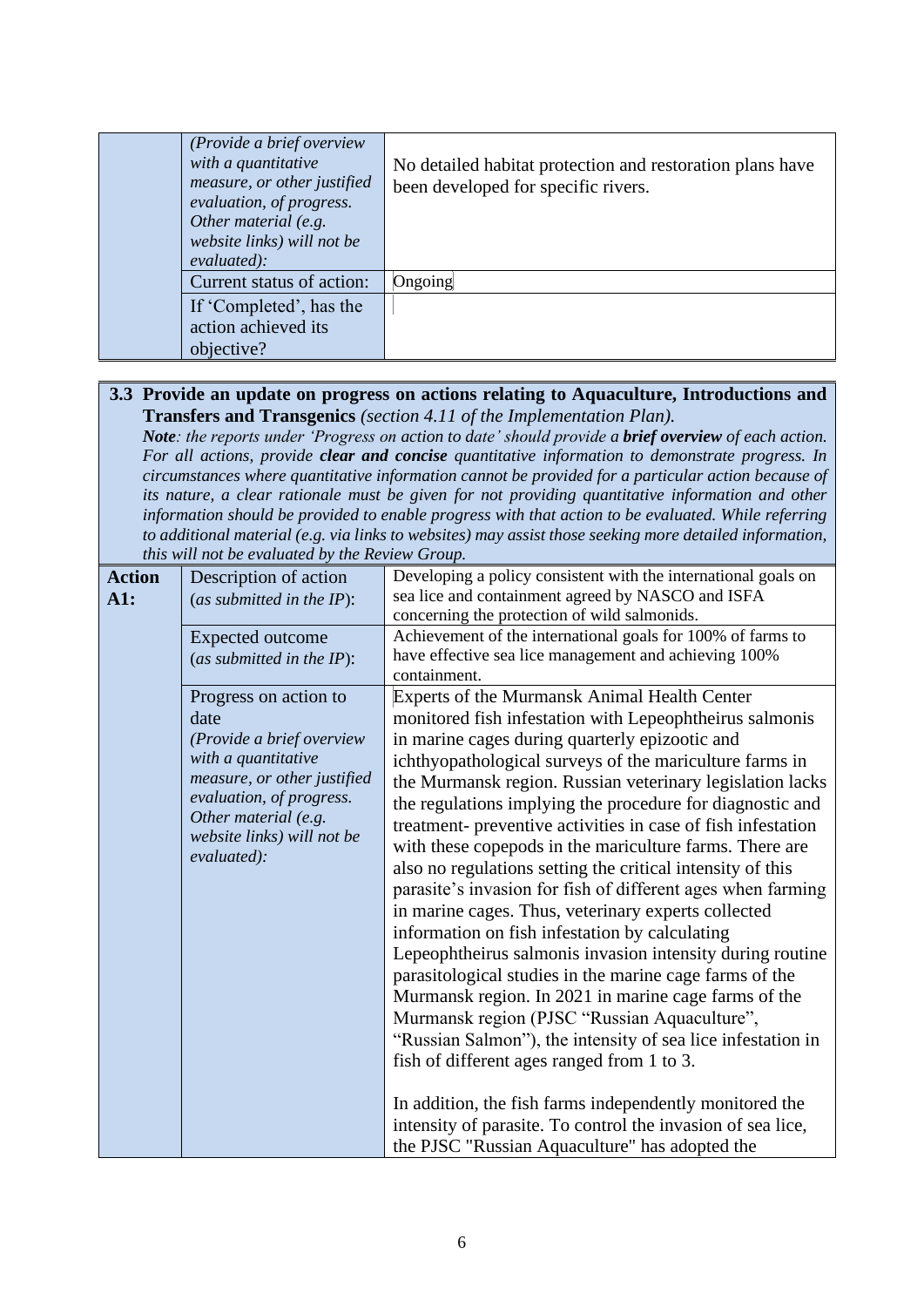| | | |
|---|---|---|
| | *(Provide a brief overview with a quantitative measure, or other justified evaluation, of progress. Other material (e.g. website links) will not be evaluated):* | No detailed habitat protection and restoration plans have been developed for specific rivers. |
| | Current status of action: | Ongoing |
| | If 'Completed', has the action achieved its objective? | |

**3.3 Provide an update on progress on actions relating to Aquaculture, Introductions and Transfers and Transgenics** *(section 4.11 of the Implementation Plan).*

***Note****: the reports under 'Progress on action to date' should provide a* ***brief overview*** *of each action. For all actions, provide* ***clear and concise*** *quantitative information to demonstrate progress. In circumstances where quantitative information cannot be provided for a particular action because of its nature, a clear rationale must be given for not providing quantitative information and other information should be provided to enable progress with that action to be evaluated. While referring to additional material (e.g. via links to websites) may assist those seeking more detailed information, this will not be evaluated by the Review Group.*

| | | |
|---|---|---|
| **Action A1:** | Description of action (*as submitted in the IP*): | Developing a policy consistent with the international goals on sea lice and containment agreed by NASCO and ISFA concerning the protection of wild salmonids. |
| | Expected outcome (*as submitted in the IP*): | Achievement of the international goals for 100% of farms to have effective sea lice management and achieving 100% containment. |
| | Progress on action to date *(Provide a brief overview with a quantitative measure, or other justified evaluation, of progress. Other material (e.g. website links) will not be evaluated):* | Experts of the Murmansk Animal Health Center monitored fish infestation with Lepeophtheirus salmonis in marine cages during quarterly epizootic and ichthyopathological surveys of the mariculture farms in the Murmansk region. Russian veterinary legislation lacks the regulations implying the procedure for diagnostic and treatment- preventive activities in case of fish infestation with these copepods in the mariculture farms. There are also no regulations setting the critical intensity of this parasite's invasion for fish of different ages when farming in marine cages. Thus, veterinary experts collected information on fish infestation by calculating Lepeophtheirus salmonis invasion intensity during routine parasitological studies in the marine cage farms of the Murmansk region. In 2021 in marine cage farms of the Murmansk region (PJSC "Russian Aquaculture", "Russian Salmon"), the intensity of sea lice infestation in fish of different ages ranged from 1 to 3.<br><br>In addition, the fish farms independently monitored the intensity of parasite. To control the invasion of sea lice, the PJSC "Russian Aquaculture" has adopted the |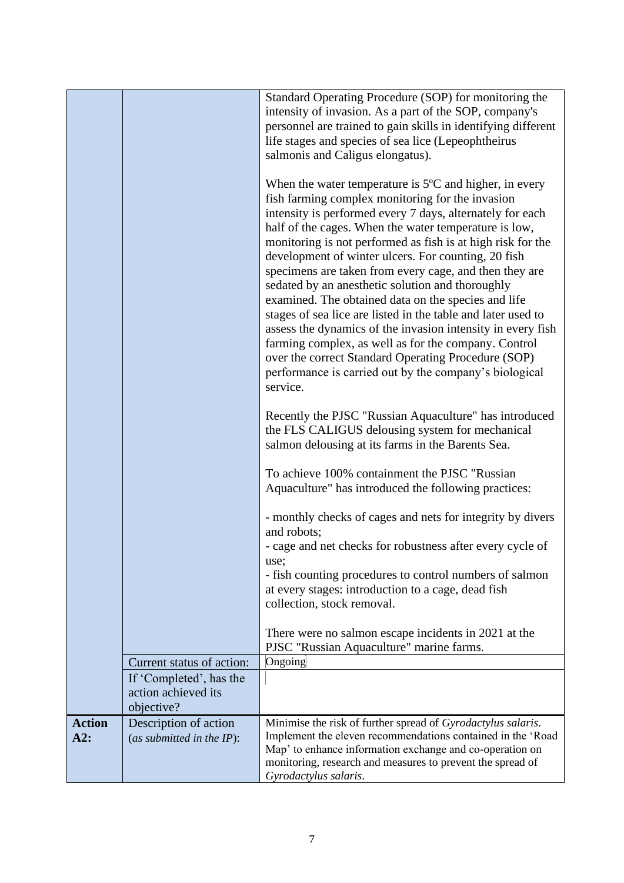| | | |
|---|---|---|
| | | Standard Operating Procedure (SOP) for monitoring the intensity of invasion. As a part of the SOP, company's personnel are trained to gain skills in identifying different life stages and species of sea lice (Lepeophtheirus salmonis and Caligus elongatus).<br><br>When the water temperature is 5ºC and higher, in every fish farming complex monitoring for the invasion intensity is performed every 7 days, alternately for each half of the cages. When the water temperature is low, monitoring is not performed as fish is at high risk for the development of winter ulcers. For counting, 20 fish specimens are taken from every cage, and then they are sedated by an anesthetic solution and thoroughly examined. The obtained data on the species and life stages of sea lice are listed in the table and later used to assess the dynamics of the invasion intensity in every fish farming complex, as well as for the company. Control over the correct Standard Operating Procedure (SOP) performance is carried out by the company's biological service.<br><br>Recently the PJSC "Russian Aquaculture" has introduced the FLS CALIGUS delousing system for mechanical salmon delousing at its farms in the Barents Sea.<br><br>To achieve 100% containment the PJSC "Russian Aquaculture" has introduced the following practices:<br><br>- monthly checks of cages and nets for integrity by divers and robots;<br>- cage and net checks for robustness after every cycle of use;<br>- fish counting procedures to control numbers of salmon at every stages: introduction to a cage, dead fish collection, stock removal.<br><br>There were no salmon escape incidents in 2021 at the PJSC "Russian Aquaculture" marine farms. |
| | Current status of action: | Ongoing |
| | If 'Completed', has the action achieved its objective? | |
| **Action A2:** | Description of action (*as submitted in the IP*): | Minimise the risk of further spread of *Gyrodactylus salaris*. Implement the eleven recommendations contained in the 'Road Map' to enhance information exchange and co-operation on monitoring, research and measures to prevent the spread of *Gyrodactylus salaris*. |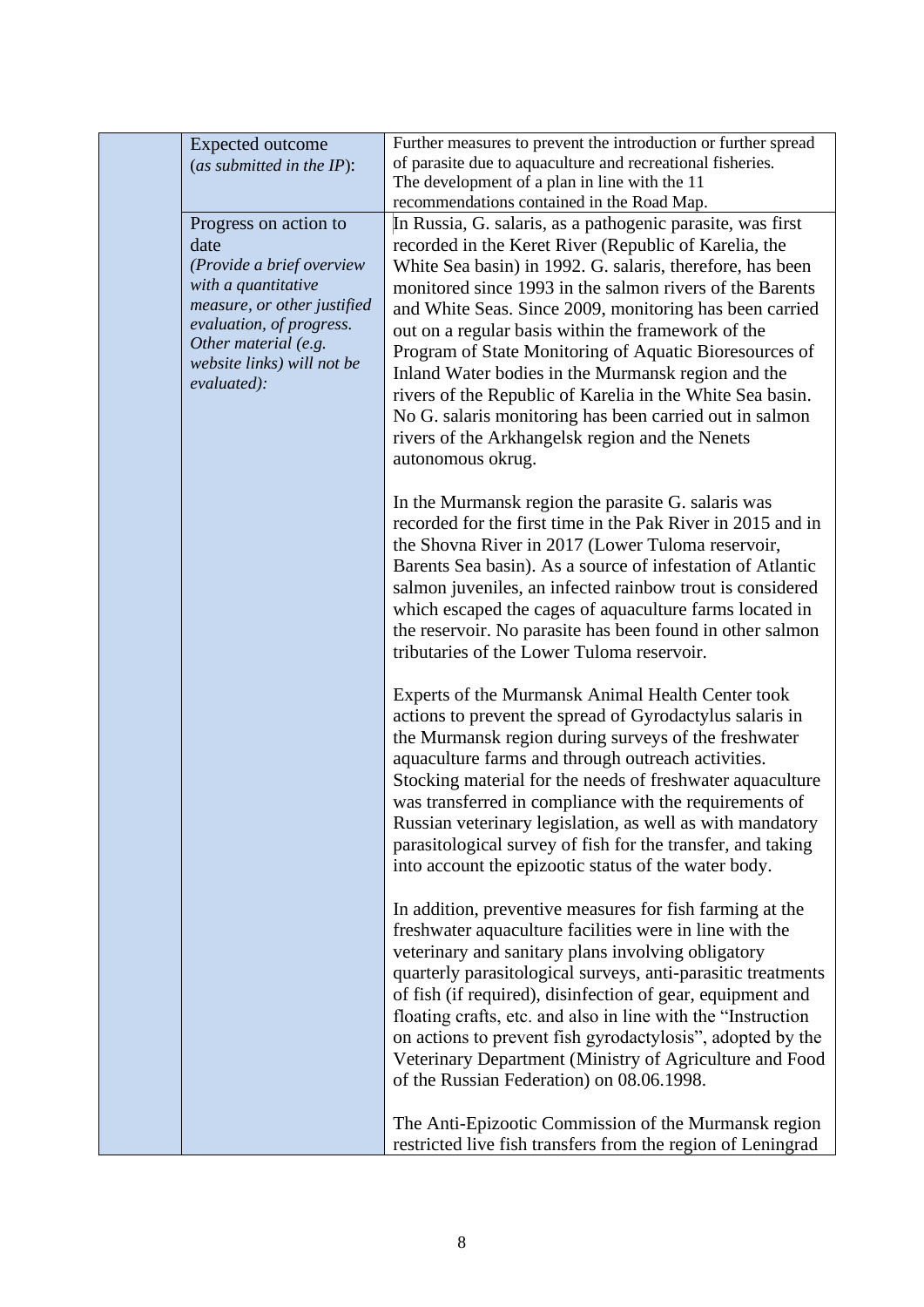| | | |
|---|---|---|
| | Expected outcome (*as submitted in the IP*): | Further measures to prevent the introduction or further spread of parasite due to aquaculture and recreational fisheries. The development of a plan in line with the 11 recommendations contained in the Road Map. |
| | Progress on action to date *(Provide a brief overview with a quantitative measure, or other justified evaluation of progress. Other material (e.g. website links) will not be evaluated):* | In Russia, G. salaris, as a pathogenic parasite, was first recorded in the Keret River (Republic of Karelia, the White Sea basin) in 1992. G. salaris, therefore, has been monitored since 1993 in the salmon rivers of the Barents and White Seas. Since 2009, monitoring has been carried out on a regular basis within the framework of the Program of State Monitoring of Aquatic Bioresources of Inland Water bodies in the Murmansk region and the rivers of the Republic of Karelia in the White Sea basin. No G. salaris monitoring has been carried out in salmon rivers of the Arkhangelsk region and the Nenets autonomous okrug.<br><br>In the Murmansk region the parasite G. salaris was recorded for the first time in the Pak River in 2015 and in the Shovna River in 2017 (Lower Tuloma reservoir, Barents Sea basin). As a source of infestation of Atlantic salmon juveniles, an infected rainbow trout is considered which escaped the cages of aquaculture farms located in the reservoir. No parasite has been found in other salmon tributaries of the Lower Tuloma reservoir.<br><br>Experts of the Murmansk Animal Health Center took actions to prevent the spread of Gyrodactylus salaris in the Murmansk region during surveys of the freshwater aquaculture farms and through outreach activities. Stocking material for the needs of freshwater aquaculture was transferred in compliance with the requirements of Russian veterinary legislation, as well as with mandatory parasitological survey of fish for the transfer, and taking into account the epizootic status of the water body.<br><br>In addition, preventive measures for fish farming at the freshwater aquaculture facilities were in line with the veterinary and sanitary plans involving obligatory quarterly parasitological surveys, anti-parasitic treatments of fish (if required), disinfection of gear, equipment and floating crafts, etc. and also in line with the "Instruction on actions to prevent fish gyrodactylosis", adopted by the Veterinary Department (Ministry of Agriculture and Food of the Russian Federation) on 08.06.1998.<br><br>The Anti-Epizootic Commission of the Murmansk region restricted live fish transfers from the region of Leningrad |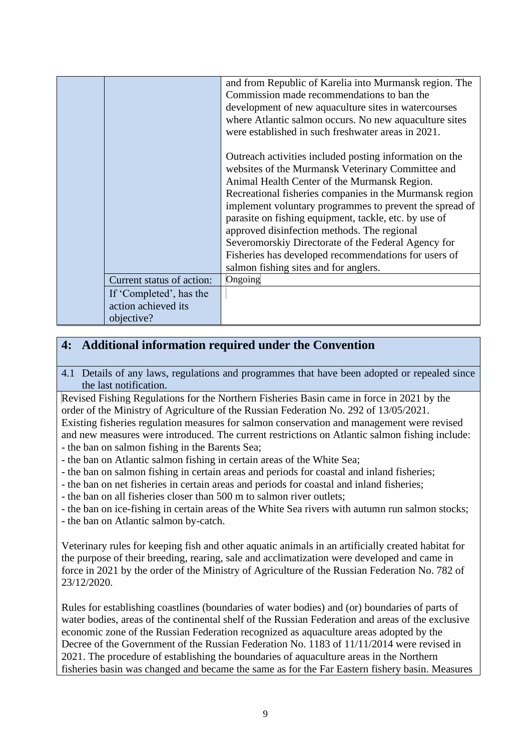| | | |
|---|---|---|
| | | and from Republic of Karelia into Murmansk region. The Commission made recommendations to ban the development of new aquaculture sites in watercourses where Atlantic salmon occurs. No new aquaculture sites were established in such freshwater areas in 2021.<br><br>Outreach activities included posting information on the websites of the Murmansk Veterinary Committee and Animal Health Center of the Murmansk Region. Recreational fisheries companies in the Murmansk region implement voluntary programmes to prevent the spread of parasite on fishing equipment, tackle, etc. by use of approved disinfection methods. The regional Severomorskiy Directorate of the Federal Agency for Fisheries has developed recommendations for users of salmon fishing sites and for anglers. |
| | Current status of action: | Ongoing |
| | If 'Completed', has the action achieved its objective? | |

## 4: Additional information required under the Convention

4.1 Details of any laws, regulations and programmes that have been adopted or repealed since the last notification.

Revised Fishing Regulations for the Northern Fisheries Basin came in force in 2021 by the order of the Ministry of Agriculture of the Russian Federation No. 292 of 13/05/2021. Existing fisheries regulation measures for salmon conservation and management were revised and new measures were introduced. The current restrictions on Atlantic salmon fishing include:
- the ban on salmon fishing in the Barents Sea;
- the ban on Atlantic salmon fishing in certain areas of the White Sea;
- the ban on salmon fishing in certain areas and periods for coastal and inland fisheries;
- the ban on net fisheries in certain areas and periods for coastal and inland fisheries;
- the ban on all fisheries closer than 500 m to salmon river outlets;
- the ban on ice-fishing in certain areas of the White Sea rivers with autumn run salmon stocks;
- the ban on Atlantic salmon by-catch.

Veterinary rules for keeping fish and other aquatic animals in an artificially created habitat for the purpose of their breeding, rearing, sale and acclimatization were developed and came in force in 2021 by the order of the Ministry of Agriculture of the Russian Federation No. 782 of 23/12/2020.

Rules for establishing coastlines (boundaries of water bodies) and (or) boundaries of parts of water bodies, areas of the continental shelf of the Russian Federation and areas of the exclusive economic zone of the Russian Federation recognized as aquaculture areas adopted by the Decree of the Government of the Russian Federation No. 1183 of 11/11/2014 were revised in 2021. The procedure of establishing the boundaries of aquaculture areas in the Northern fisheries basin was changed and became the same as for the Far Eastern fishery basin. Measures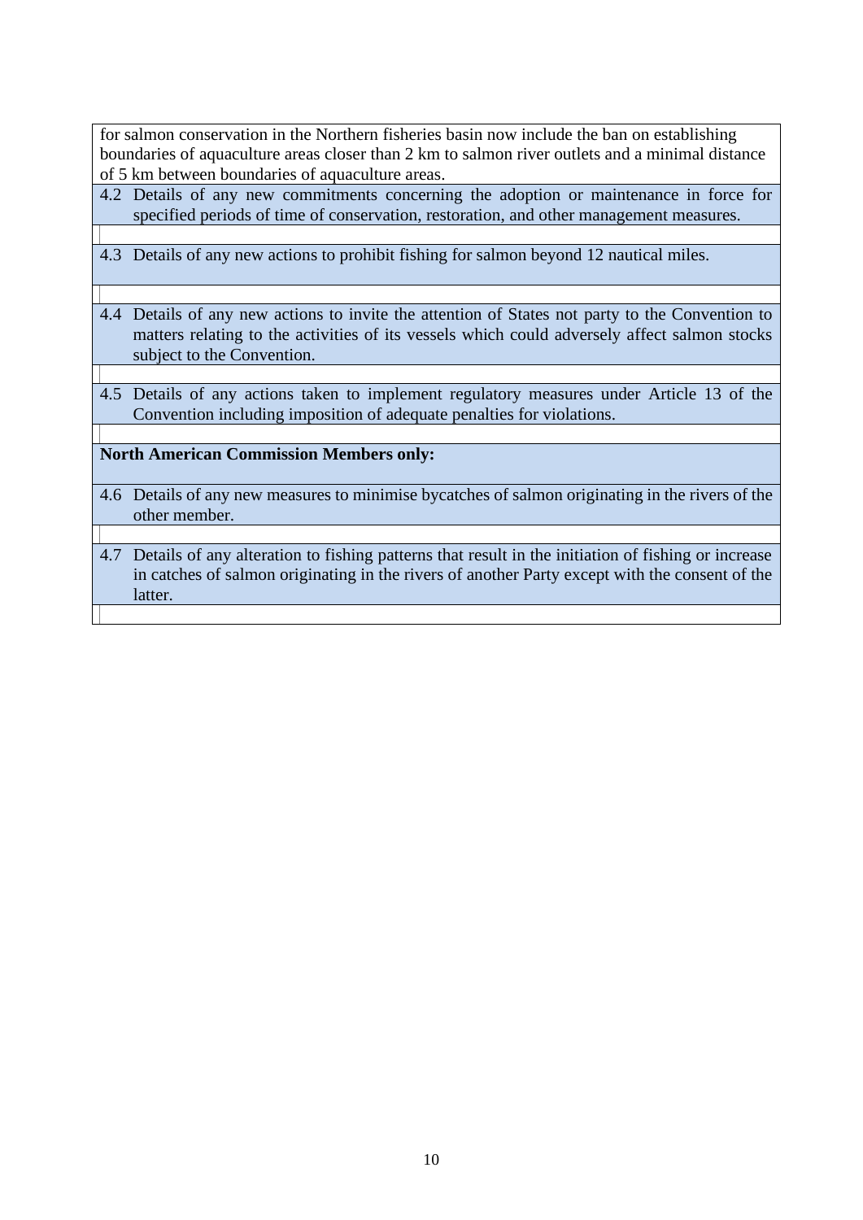for salmon conservation in the Northern fisheries basin now include the ban on establishing boundaries of aquaculture areas closer than 2 km to salmon river outlets and a minimal distance of 5 km between boundaries of aquaculture areas.

4.2 Details of any new commitments concerning the adoption or maintenance in force for specified periods of time of conservation, restoration, and other management measures.

4.3 Details of any new actions to prohibit fishing for salmon beyond 12 nautical miles.

4.4 Details of any new actions to invite the attention of States not party to the Convention to matters relating to the activities of its vessels which could adversely affect salmon stocks subject to the Convention.

4.5 Details of any actions taken to implement regulatory measures under Article 13 of the Convention including imposition of adequate penalties for violations.

**North American Commission Members only:**

4.6 Details of any new measures to minimise bycatches of salmon originating in the rivers of the other member.

4.7 Details of any alteration to fishing patterns that result in the initiation of fishing or increase in catches of salmon originating in the rivers of another Party except with the consent of the latter.